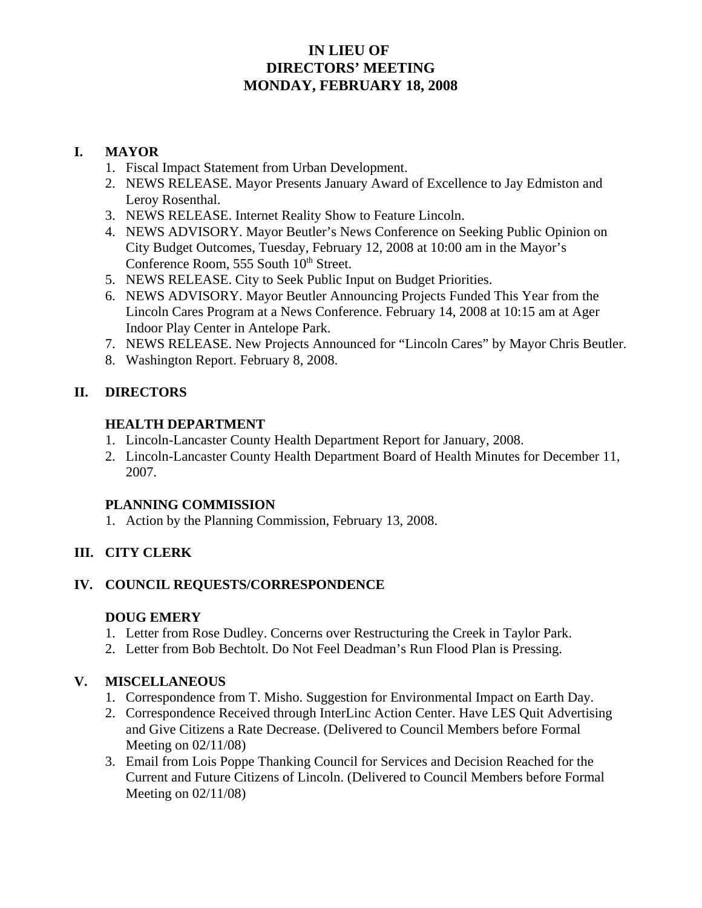# IN LIEU OF
# DIRECTORS' MEETING
# MONDAY, FEBRUARY 18, 2008

## I. MAYOR

1. Fiscal Impact Statement from Urban Development.
2. NEWS RELEASE. Mayor Presents January Award of Excellence to Jay Edmiston and Leroy Rosenthal.
3. NEWS RELEASE. Internet Reality Show to Feature Lincoln.
4. NEWS ADVISORY. Mayor Beutler's News Conference on Seeking Public Opinion on City Budget Outcomes, Tuesday, February 12, 2008 at 10:00 am in the Mayor's Conference Room, 555 South 10th Street.
5. NEWS RELEASE. City to Seek Public Input on Budget Priorities.
6. NEWS ADVISORY. Mayor Beutler Announcing Projects Funded This Year from the Lincoln Cares Program at a News Conference. February 14, 2008 at 10:15 am at Ager Indoor Play Center in Antelope Park.
7. NEWS RELEASE. New Projects Announced for "Lincoln Cares" by Mayor Chris Beutler.
8. Washington Report. February 8, 2008.

## II. DIRECTORS

### HEALTH DEPARTMENT

1. Lincoln-Lancaster County Health Department Report for January, 2008.
2. Lincoln-Lancaster County Health Department Board of Health Minutes for December 11, 2007.

### PLANNING COMMISSION

1. Action by the Planning Commission, February 13, 2008.

## III. CITY CLERK

## IV. COUNCIL REQUESTS/CORRESPONDENCE

### DOUG EMERY

1. Letter from Rose Dudley. Concerns over Restructuring the Creek in Taylor Park.
2. Letter from Bob Bechtolt. Do Not Feel Deadman's Run Flood Plan is Pressing.

## V. MISCELLANEOUS

1. Correspondence from T. Misho. Suggestion for Environmental Impact on Earth Day.
2. Correspondence Received through InterLinc Action Center. Have LES Quit Advertising and Give Citizens a Rate Decrease. (Delivered to Council Members before Formal Meeting on 02/11/08)
3. Email from Lois Poppe Thanking Council for Services and Decision Reached for the Current and Future Citizens of Lincoln. (Delivered to Council Members before Formal Meeting on 02/11/08)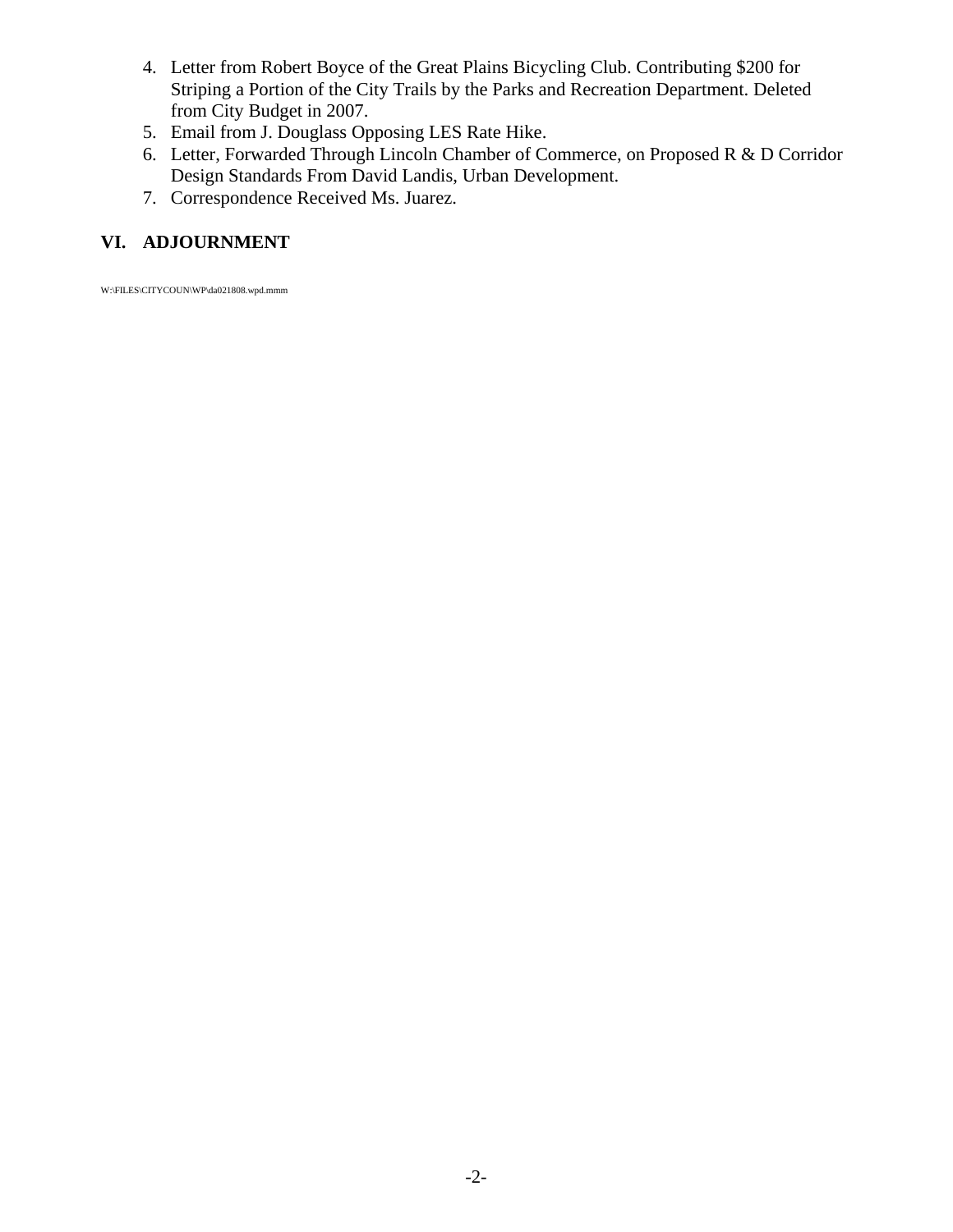4. Letter from Robert Boyce of the Great Plains Bicycling Club. Contributing $200 for Striping a Portion of the City Trails by the Parks and Recreation Department. Deleted from City Budget in 2007.
5. Email from J. Douglass Opposing LES Rate Hike.
6. Letter, Forwarded Through Lincoln Chamber of Commerce, on Proposed R & D Corridor Design Standards From David Landis, Urban Development.
7. Correspondence Received Ms. Juarez.

## VI. ADJOURNMENT

W:\FILES\CITYCOUN\WP\da021808.wpd.mmm